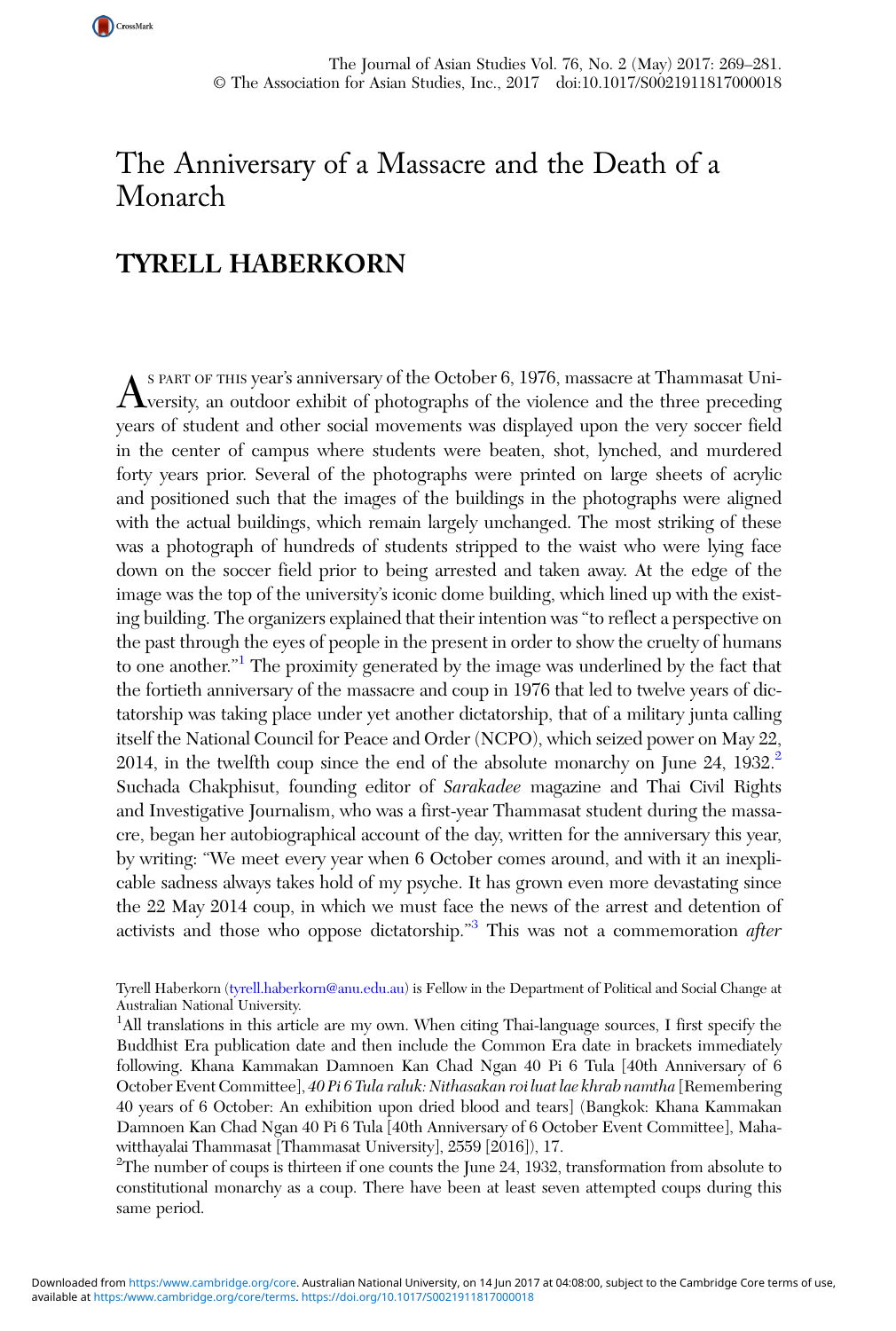# The Anniversary of a Massacre and the Death of a Monarch

## TYRELL HABERKORN

As part of this year's anniversary of the October 6, 1976, massacre at Thammasat University, an outdoor exhibit of photographs of the violence and the three preceding years of student and other social movements was displayed upon the very soccer field in the center of campus where students were beaten, shot, lynched, and murdered forty years prior. Several of the photographs were printed on large sheets of acrylic and positioned such that the images of the buildings in the photographs were aligned with the actual buildings, which remain largely unchanged. The most striking of these was a photograph of hundreds of students stripped to the waist who were lying face down on the soccer field prior to being arrested and taken away. At the edge of the image was the top of the university's iconic dome building, which lined up with the existing building. The organizers explained that their intention was "to reflect a perspective on the past through the eyes of people in the present in order to show the cruelty of humans to one another."[1] The proximity generated by the image was underlined by the fact that the fortieth anniversary of the massacre and coup in 1976 that led to twelve years of dictatorship was taking place under yet another dictatorship, that of a military junta calling itself the National Council for Peace and Order (NCPO), which seized power on May 22, 2014, in the twelfth coup since the end of the absolute monarchy on June 24, 1932.[2] Suchada Chakphisut, founding editor of *Sarakadee* magazine and Thai Civil Rights and Investigative Journalism, who was a first-year Thammasat student during the massacre, began her autobiographical account of the day, written for the anniversary this year, by writing: "We meet every year when 6 October comes around, and with it an inexplicable sadness always takes hold of my psyche. It has grown even more devastating since the 22 May 2014 coup, in which we must face the news of the arrest and detention of activists and those who oppose dictatorship."[3] This was not a commemoration *after*

Tyrell Haberkorn (tyrell.haberkorn@anu.edu.au) is Fellow in the Department of Political and Social Change at Australian National University.

[1]All translations in this article are my own. When citing Thai-language sources, I first specify the Buddhist Era publication date and then include the Common Era date in brackets immediately following. Khana Kammakan Damnoen Kan Chad Ngan 40 Pi 6 Tula [40th Anniversary of 6 October Event Committee], *40 Pi 6 Tula raluk: Nithasakan roi luat lae khrab namtha* [Remembering 40 years of 6 October: An exhibition upon dried blood and tears] (Bangkok: Khana Kammakan Damnoen Kan Chad Ngan 40 Pi 6 Tula [40th Anniversary of 6 October Event Committee], Mahawitthayalai Thammasat [Thammasat University], 2559 [2016]), 17.

[2]The number of coups is thirteen if one counts the June 24, 1932, transformation from absolute to constitutional monarchy as a coup. There have been at least seven attempted coups during this same period.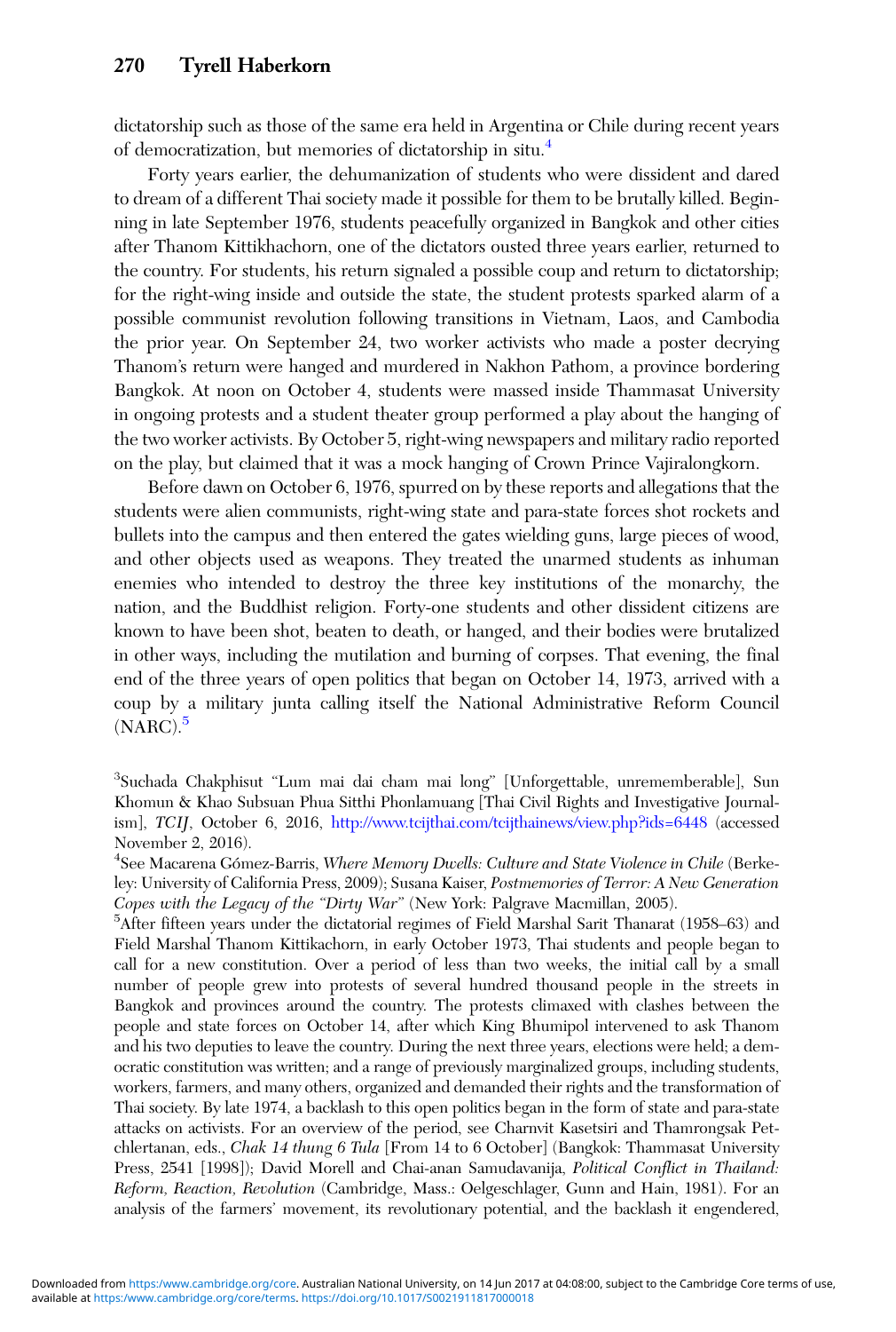dictatorship such as those of the same era held in Argentina or Chile during recent years of democratization, but memories of dictatorship in situ.[4]

Forty years earlier, the dehumanization of students who were dissident and dared to dream of a different Thai society made it possible for them to be brutally killed. Beginning in late September 1976, students peacefully organized in Bangkok and other cities after Thanom Kittikhachorn, one of the dictators ousted three years earlier, returned to the country. For students, his return signaled a possible coup and return to dictatorship; for the right-wing inside and outside the state, the student protests sparked alarm of a possible communist revolution following transitions in Vietnam, Laos, and Cambodia the prior year. On September 24, two worker activists who made a poster decrying Thanom's return were hanged and murdered in Nakhon Pathom, a province bordering Bangkok. At noon on October 4, students were massed inside Thammasat University in ongoing protests and a student theater group performed a play about the hanging of the two worker activists. By October 5, right-wing newspapers and military radio reported on the play, but claimed that it was a mock hanging of Crown Prince Vajiralongkorn.

Before dawn on October 6, 1976, spurred on by these reports and allegations that the students were alien communists, right-wing state and para-state forces shot rockets and bullets into the campus and then entered the gates wielding guns, large pieces of wood, and other objects used as weapons. They treated the unarmed students as inhuman enemies who intended to destroy the three key institutions of the monarchy, the nation, and the Buddhist religion. Forty-one students and other dissident citizens are known to have been shot, beaten to death, or hanged, and their bodies were brutalized in other ways, including the mutilation and burning of corpses. That evening, the final end of the three years of open politics that began on October 14, 1973, arrived with a coup by a military junta calling itself the National Administrative Reform Council (NARC).[5]

[3]Suchada Chakphisut "Lum mai dai cham mai long" [Unforgettable, unrememberable], Sun Khomun & Khao Subsuan Phua Sitthi Phonlamuang [Thai Civil Rights and Investigative Journalism], *TCIJ*, October 6, 2016, http://www.tcijthai.com/tcijthainews/view.php?ids=6448 (accessed November 2, 2016).

[4]See Macarena Gómez-Barris, *Where Memory Dwells: Culture and State Violence in Chile* (Berkeley: University of California Press, 2009); Susana Kaiser, *Postmemories of Terror: A New Generation Copes with the Legacy of the "Dirty War"* (New York: Palgrave Macmillan, 2005).

[5]After fifteen years under the dictatorial regimes of Field Marshal Sarit Thanarat (1958–63) and Field Marshal Thanom Kittikachorn, in early October 1973, Thai students and people began to call for a new constitution. Over a period of less than two weeks, the initial call by a small number of people grew into protests of several hundred thousand people in the streets in Bangkok and provinces around the country. The protests climaxed with clashes between the people and state forces on October 14, after which King Bhumipol intervened to ask Thanom and his two deputies to leave the country. During the next three years, elections were held; a democratic constitution was written; and a range of previously marginalized groups, including students, workers, farmers, and many others, organized and demanded their rights and the transformation of Thai society. By late 1974, a backlash to this open politics began in the form of state and para-state attacks on activists. For an overview of the period, see Charnvit Kasetsiri and Thamrongsak Petchlertanan, eds., *Chak 14 thung 6 Tula* [From 14 to 6 October] (Bangkok: Thammasat University Press, 2541 [1998]); David Morell and Chai-anan Samudavanija, *Political Conflict in Thailand: Reform, Reaction, Revolution* (Cambridge, Mass.: Oelgeschlager, Gunn and Hain, 1981). For an analysis of the farmers' movement, its revolutionary potential, and the backlash it engendered,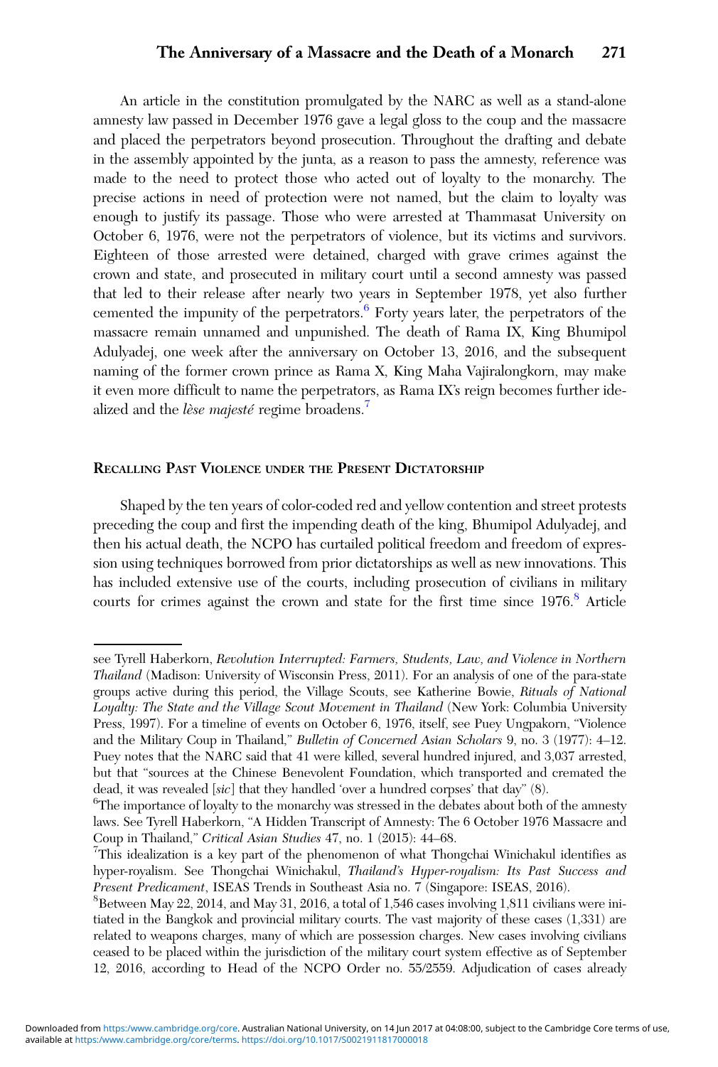An article in the constitution promulgated by the NARC as well as a stand-alone amnesty law passed in December 1976 gave a legal gloss to the coup and the massacre and placed the perpetrators beyond prosecution. Throughout the drafting and debate in the assembly appointed by the junta, as a reason to pass the amnesty, reference was made to the need to protect those who acted out of loyalty to the monarchy. The precise actions in need of protection were not named, but the claim to loyalty was enough to justify its passage. Those who were arrested at Thammasat University on October 6, 1976, were not the perpetrators of violence, but its victims and survivors. Eighteen of those arrested were detained, charged with grave crimes against the crown and state, and prosecuted in military court until a second amnesty was passed that led to their release after nearly two years in September 1978, yet also further cemented the impunity of the perpetrators.[6] Forty years later, the perpetrators of the massacre remain unnamed and unpunished. The death of Rama IX, King Bhumipol Adulyadej, one week after the anniversary on October 13, 2016, and the subsequent naming of the former crown prince as Rama X, King Maha Vajiralongkorn, may make it even more difficult to name the perpetrators, as Rama IX's reign becomes further idealized and the *lèse majesté* regime broadens.[7]

## Recalling Past Violence under the Present Dictatorship

Shaped by the ten years of color-coded red and yellow contention and street protests preceding the coup and first the impending death of the king, Bhumipol Adulyadej, and then his actual death, the NCPO has curtailed political freedom and freedom of expression using techniques borrowed from prior dictatorships as well as new innovations. This has included extensive use of the courts, including prosecution of civilians in military courts for crimes against the crown and state for the first time since 1976.[8] Article

---

see Tyrell Haberkorn, *Revolution Interrupted: Farmers, Students, Law, and Violence in Northern Thailand* (Madison: University of Wisconsin Press, 2011). For an analysis of one of the para-state groups active during this period, the Village Scouts, see Katherine Bowie, *Rituals of National Loyalty: The State and the Village Scout Movement in Thailand* (New York: Columbia University Press, 1997). For a timeline of events on October 6, 1976, itself, see Puey Ungpakorn, "Violence and the Military Coup in Thailand," *Bulletin of Concerned Asian Scholars* 9, no. 3 (1977): 4–12. Puey notes that the NARC said that 41 were killed, several hundred injured, and 3,037 arrested, but that "sources at the Chinese Benevolent Foundation, which transported and cremated the dead, it was revealed [*sic*] that they handled 'over a hundred corpses' that day" (8).

[6] The importance of loyalty to the monarchy was stressed in the debates about both of the amnesty laws. See Tyrell Haberkorn, "A Hidden Transcript of Amnesty: The 6 October 1976 Massacre and Coup in Thailand," *Critical Asian Studies* 47, no. 1 (2015): 44–68.

[7] This idealization is a key part of the phenomenon of what Thongchai Winichakul identifies as hyper-royalism. See Thongchai Winichakul, *Thailand's Hyper-royalism: Its Past Success and Present Predicament*, ISEAS Trends in Southeast Asia no. 7 (Singapore: ISEAS, 2016).

[8] Between May 22, 2014, and May 31, 2016, a total of 1,546 cases involving 1,811 civilians were initiated in the Bangkok and provincial military courts. The vast majority of these cases (1,331) are related to weapons charges, many of which are possession charges. New cases involving civilians ceased to be placed within the jurisdiction of the military court system effective as of September 12, 2016, according to Head of the NCPO Order no. 55/2559. Adjudication of cases already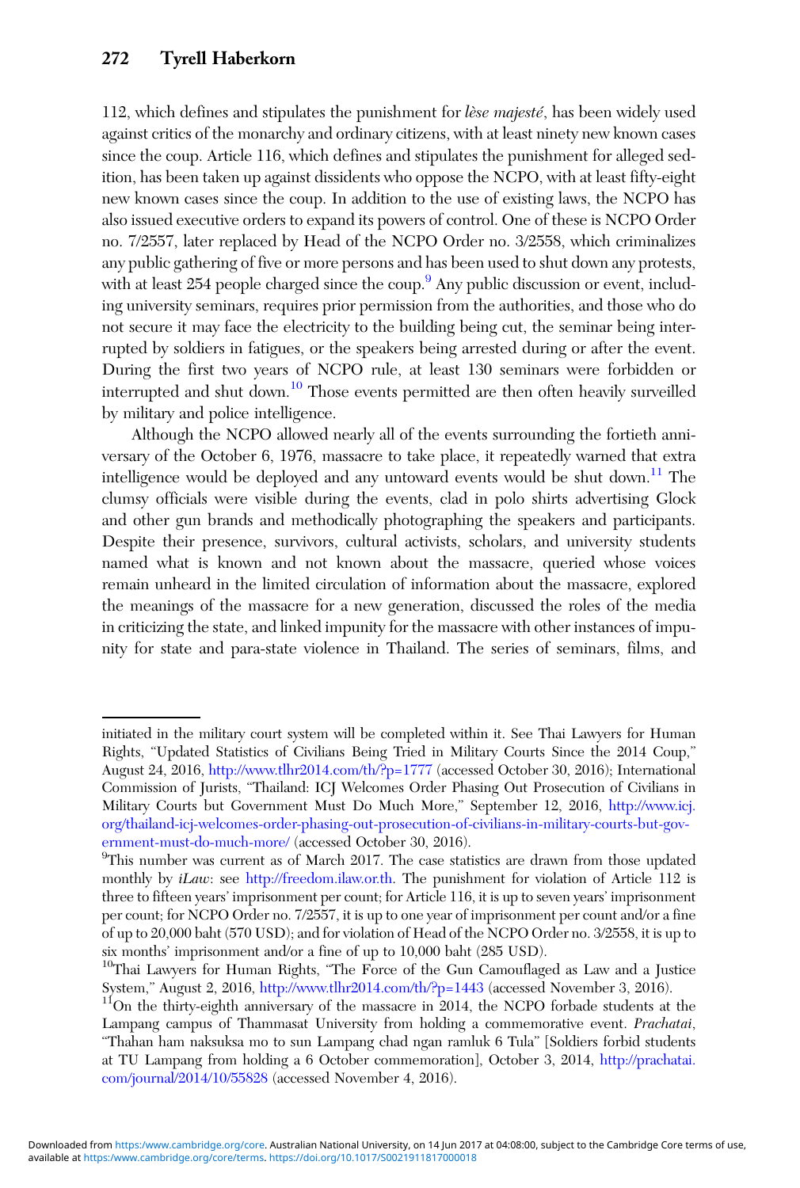112, which defines and stipulates the punishment for *lèse majesté*, has been widely used against critics of the monarchy and ordinary citizens, with at least ninety new known cases since the coup. Article 116, which defines and stipulates the punishment for alleged sedition, has been taken up against dissidents who oppose the NCPO, with at least fifty-eight new known cases since the coup. In addition to the use of existing laws, the NCPO has also issued executive orders to expand its powers of control. One of these is NCPO Order no. 7/2557, later replaced by Head of the NCPO Order no. 3/2558, which criminalizes any public gathering of five or more persons and has been used to shut down any protests, with at least 254 people charged since the coup.[9] Any public discussion or event, including university seminars, requires prior permission from the authorities, and those who do not secure it may face the electricity to the building being cut, the seminar being interrupted by soldiers in fatigues, or the speakers being arrested during or after the event. During the first two years of NCPO rule, at least 130 seminars were forbidden or interrupted and shut down.[10] Those events permitted are then often heavily surveilled by military and police intelligence.

Although the NCPO allowed nearly all of the events surrounding the fortieth anniversary of the October 6, 1976, massacre to take place, it repeatedly warned that extra intelligence would be deployed and any untoward events would be shut down.[11] The clumsy officials were visible during the events, clad in polo shirts advertising Glock and other gun brands and methodically photographing the speakers and participants. Despite their presence, survivors, cultural activists, scholars, and university students named what is known and not known about the massacre, queried whose voices remain unheard in the limited circulation of information about the massacre, explored the meanings of the massacre for a new generation, discussed the roles of the media in criticizing the state, and linked impunity for the massacre with other instances of impunity for state and para-state violence in Thailand. The series of seminars, films, and

---

initiated in the military court system will be completed within it. See Thai Lawyers for Human Rights, "Updated Statistics of Civilians Being Tried in Military Courts Since the 2014 Coup," August 24, 2016, http://www.tlhr2014.com/th/?p=1777 (accessed October 30, 2016); International Commission of Jurists, "Thailand: ICJ Welcomes Order Phasing Out Prosecution of Civilians in Military Courts but Government Must Do Much More," September 12, 2016, http://www.icj.org/thailand-icj-welcomes-order-phasing-out-prosecution-of-civilians-in-military-courts-but-government-must-do-much-more/ (accessed October 30, 2016).

[9]This number was current as of March 2017. The case statistics are drawn from those updated monthly by *iLaw*: see http://freedom.ilaw.or.th. The punishment for violation of Article 112 is three to fifteen years' imprisonment per count; for Article 116, it is up to seven years' imprisonment per count; for NCPO Order no. 7/2557, it is up to one year of imprisonment per count and/or a fine of up to 20,000 baht (570 USD); and for violation of Head of the NCPO Order no. 3/2558, it is up to six months' imprisonment and/or a fine of up to 10,000 baht (285 USD).

[10]Thai Lawyers for Human Rights, "The Force of the Gun Camouflaged as Law and a Justice System," August 2, 2016, http://www.tlhr2014.com/th/?p=1443 (accessed November 3, 2016).

[11]On the thirty-eighth anniversary of the massacre in 2014, the NCPO forbade students at the Lampang campus of Thammasat University from holding a commemorative event. *Prachatai*, "Thahan ham naksuksa mo to sun Lampang chad ngan ramluk 6 Tula" [Soldiers forbid students at TU Lampang from holding a 6 October commemoration], October 3, 2014, http://prachatai.com/journal/2014/10/55828 (accessed November 4, 2016).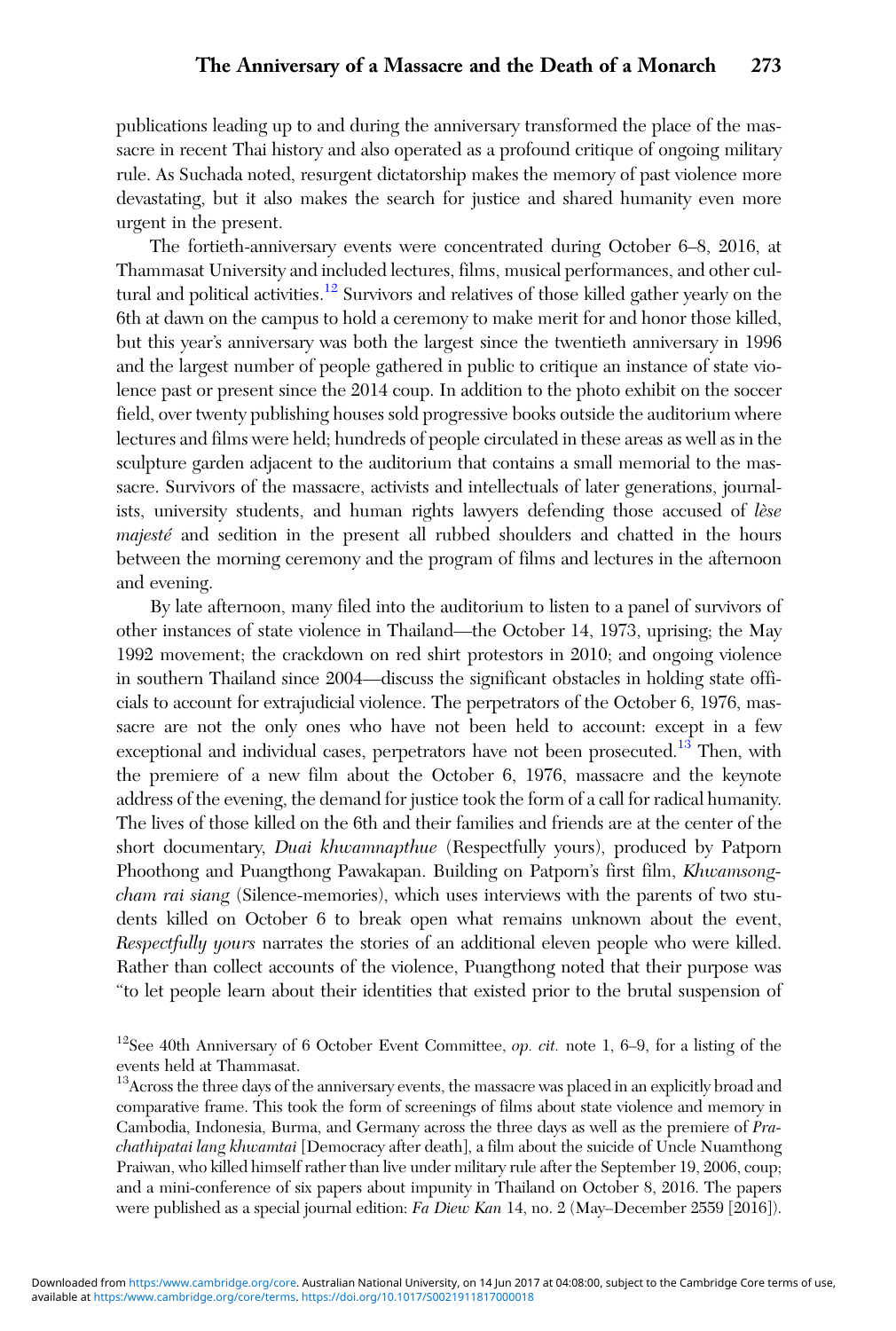publications leading up to and during the anniversary transformed the place of the massacre in recent Thai history and also operated as a profound critique of ongoing military rule. As Suchada noted, resurgent dictatorship makes the memory of past violence more devastating, but it also makes the search for justice and shared humanity even more urgent in the present.

The fortieth-anniversary events were concentrated during October 6–8, 2016, at Thammasat University and included lectures, films, musical performances, and other cultural and political activities.[12] Survivors and relatives of those killed gather yearly on the 6th at dawn on the campus to hold a ceremony to make merit for and honor those killed, but this year's anniversary was both the largest since the twentieth anniversary in 1996 and the largest number of people gathered in public to critique an instance of state violence past or present since the 2014 coup. In addition to the photo exhibit on the soccer field, over twenty publishing houses sold progressive books outside the auditorium where lectures and films were held; hundreds of people circulated in these areas as well as in the sculpture garden adjacent to the auditorium that contains a small memorial to the massacre. Survivors of the massacre, activists and intellectuals of later generations, journalists, university students, and human rights lawyers defending those accused of *lèse majesté* and sedition in the present all rubbed shoulders and chatted in the hours between the morning ceremony and the program of films and lectures in the afternoon and evening.

By late afternoon, many filed into the auditorium to listen to a panel of survivors of other instances of state violence in Thailand—the October 14, 1973, uprising; the May 1992 movement; the crackdown on red shirt protestors in 2010; and ongoing violence in southern Thailand since 2004—discuss the significant obstacles in holding state officials to account for extrajudicial violence. The perpetrators of the October 6, 1976, massacre are not the only ones who have not been held to account: except in a few exceptional and individual cases, perpetrators have not been prosecuted.[13] Then, with the premiere of a new film about the October 6, 1976, massacre and the keynote address of the evening, the demand for justice took the form of a call for radical humanity. The lives of those killed on the 6th and their families and friends are at the center of the short documentary, *Duai khwamnapthue* (Respectfully yours), produced by Patporn Phoothong and Puangthong Pawakapan. Building on Patporn's first film, *Khwamsongcham rai siang* (Silence-memories), which uses interviews with the parents of two students killed on October 6 to break open what remains unknown about the event, *Respectfully yours* narrates the stories of an additional eleven people who were killed. Rather than collect accounts of the violence, Puangthong noted that their purpose was "to let people learn about their identities that existed prior to the brutal suspension of

[12] See 40th Anniversary of 6 October Event Committee, *op. cit.* note 1, 6–9, for a listing of the events held at Thammasat.

[13] Across the three days of the anniversary events, the massacre was placed in an explicitly broad and comparative frame. This took the form of screenings of films about state violence and memory in Cambodia, Indonesia, Burma, and Germany across the three days as well as the premiere of *Prachathipatai lang khwamtai* [Democracy after death], a film about the suicide of Uncle Nuamthong Praiwan, who killed himself rather than live under military rule after the September 19, 2006, coup; and a mini-conference of six papers about impunity in Thailand on October 8, 2016. The papers were published as a special journal edition: *Fa Diew Kan* 14, no. 2 (May–December 2559 [2016]).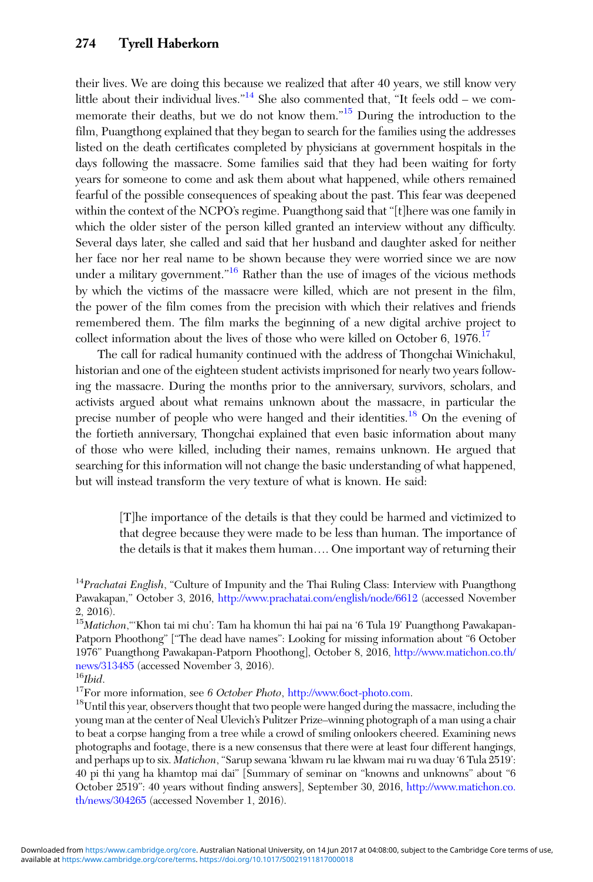their lives. We are doing this because we realized that after 40 years, we still know very little about their individual lives."[14] She also commented that, "It feels odd – we commemorate their deaths, but we do not know them."[15] During the introduction to the film, Puangthong explained that they began to search for the families using the addresses listed on the death certificates completed by physicians at government hospitals in the days following the massacre. Some families said that they had been waiting for forty years for someone to come and ask them about what happened, while others remained fearful of the possible consequences of speaking about the past. This fear was deepened within the context of the NCPO's regime. Puangthong said that "[t]here was one family in which the older sister of the person killed granted an interview without any difficulty. Several days later, she called and said that her husband and daughter asked for neither her face nor her real name to be shown because they were worried since we are now under a military government."[16] Rather than the use of images of the vicious methods by which the victims of the massacre were killed, which are not present in the film, the power of the film comes from the precision with which their relatives and friends remembered them. The film marks the beginning of a new digital archive project to collect information about the lives of those who were killed on October 6, 1976.[17]

The call for radical humanity continued with the address of Thongchai Winichakul, historian and one of the eighteen student activists imprisoned for nearly two years following the massacre. During the months prior to the anniversary, survivors, scholars, and activists argued about what remains unknown about the massacre, in particular the precise number of people who were hanged and their identities.[18] On the evening of the fortieth anniversary, Thongchai explained that even basic information about many of those who were killed, including their names, remains unknown. He argued that searching for this information will not change the basic understanding of what happened, but will instead transform the very texture of what is known. He said:

> [T]he importance of the details is that they could be harmed and victimized to that degree because they were made to be less than human. The importance of the details is that it makes them human.... One important way of returning their

[14] *Prachatai English*, "Culture of Impunity and the Thai Ruling Class: Interview with Puangthong Pawakapan," October 3, 2016, http://www.prachatai.com/english/node/6612 (accessed November 2, 2016).

[15] *Matichon*, "'Khon tai mi chu': Tam ha khomun thi hai pai na '6 Tula 19' Puangthong Pawakapan-Patporn Phoothong" ["The dead have names": Looking for missing information about "6 October 1976" Puangthong Pawakapan-Patporn Phoothong], October 8, 2016, http://www.matichon.co.th/news/313485 (accessed November 3, 2016).

[16] *Ibid*.

[17] For more information, see *6 October Photo*, http://www.6oct-photo.com.

[18] Until this year, observers thought that two people were hanged during the massacre, including the young man at the center of Neal Ulevich's Pulitzer Prize–winning photograph of a man using a chair to beat a corpse hanging from a tree while a crowd of smiling onlookers cheered. Examining news photographs and footage, there is a new consensus that there were at least four different hangings, and perhaps up to six. *Matichon*, "Sarup sewana 'khwam ru lae khwam mai ru wa duay '6 Tula 2519': 40 pi thi yang ha khamtop mai dai" [Summary of seminar on "knowns and unknowns" about "6 October 2519": 40 years without finding answers], September 30, 2016, http://www.matichon.co.th/news/304265 (accessed November 1, 2016).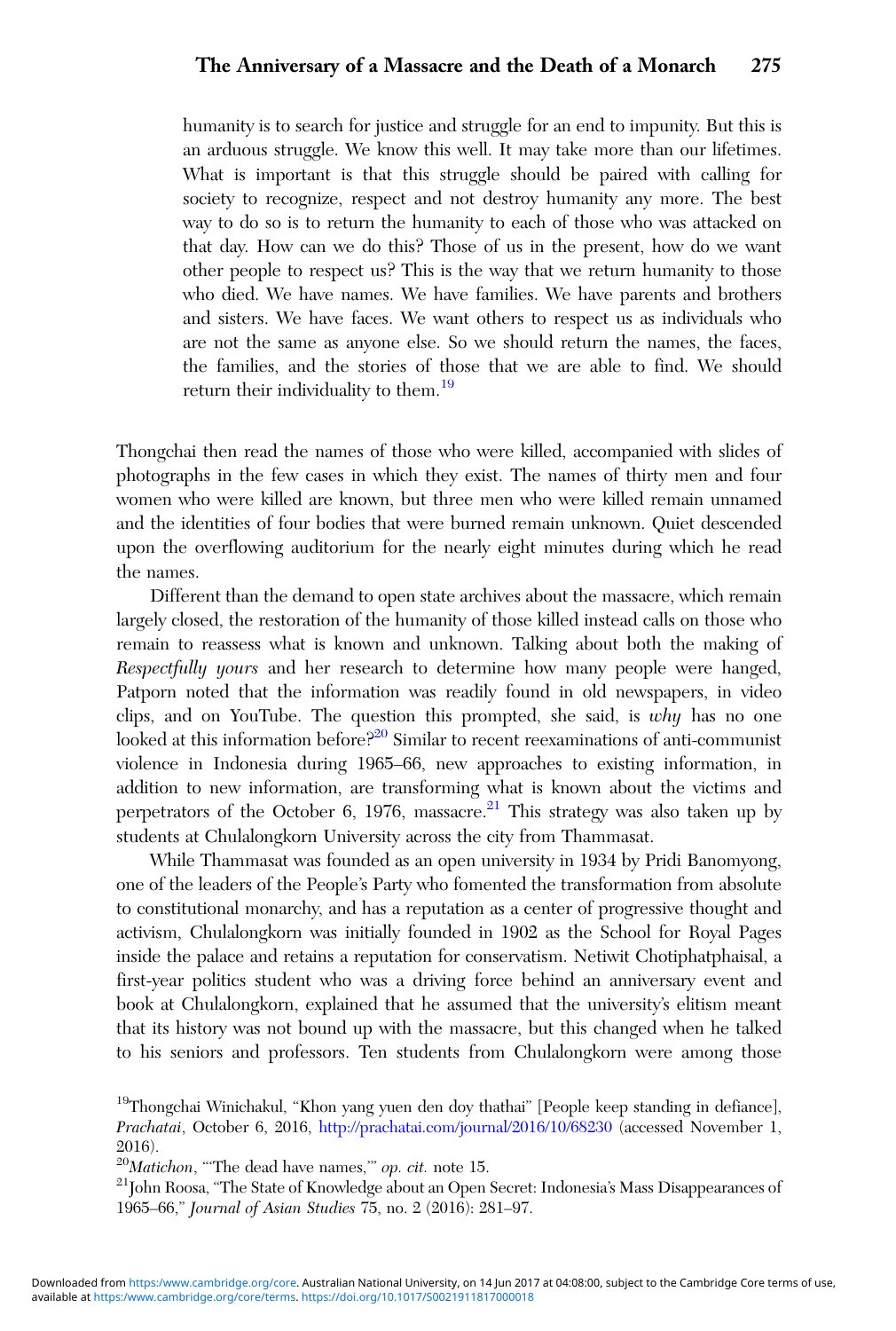humanity is to search for justice and struggle for an end to impunity. But this is an arduous struggle. We know this well. It may take more than our lifetimes. What is important is that this struggle should be paired with calling for society to recognize, respect and not destroy humanity any more. The best way to do so is to return the humanity to each of those who was attacked on that day. How can we do this? Those of us in the present, how do we want other people to respect us? This is the way that we return humanity to those who died. We have names. We have families. We have parents and brothers and sisters. We have faces. We want others to respect us as individuals who are not the same as anyone else. So we should return the names, the faces, the families, and the stories of those that we are able to find. We should return their individuality to them.[19]

Thongchai then read the names of those who were killed, accompanied with slides of photographs in the few cases in which they exist. The names of thirty men and four women who were killed are known, but three men who were killed remain unnamed and the identities of four bodies that were burned remain unknown. Quiet descended upon the overflowing auditorium for the nearly eight minutes during which he read the names.

Different than the demand to open state archives about the massacre, which remain largely closed, the restoration of the humanity of those killed instead calls on those who remain to reassess what is known and unknown. Talking about both the making of *Respectfully yours* and her research to determine how many people were hanged, Patporn noted that the information was readily found in old newspapers, in video clips, and on YouTube. The question this prompted, she said, is *why* has no one looked at this information before?[20] Similar to recent reexaminations of anti-communist violence in Indonesia during 1965–66, new approaches to existing information, in addition to new information, are transforming what is known about the victims and perpetrators of the October 6, 1976, massacre.[21] This strategy was also taken up by students at Chulalongkorn University across the city from Thammasat.

While Thammasat was founded as an open university in 1934 by Pridi Banomyong, one of the leaders of the People's Party who fomented the transformation from absolute to constitutional monarchy, and has a reputation as a center of progressive thought and activism, Chulalongkorn was initially founded in 1902 as the School for Royal Pages inside the palace and retains a reputation for conservatism. Netiwit Chotiphatphaisal, a first-year politics student who was a driving force behind an anniversary event and book at Chulalongkorn, explained that he assumed that the university's elitism meant that its history was not bound up with the massacre, but this changed when he talked to his seniors and professors. Ten students from Chulalongkorn were among those

[19] Thongchai Winichakul, "Khon yang yuen den doy thathai" [People keep standing in defiance], *Prachatai*, October 6, 2016, http://prachatai.com/journal/2016/10/68230 (accessed November 1, 2016).

[20] *Matichon*, "'The dead have names,'" *op. cit.* note 15.

[21] John Roosa, "The State of Knowledge about an Open Secret: Indonesia's Mass Disappearances of 1965–66," *Journal of Asian Studies* 75, no. 2 (2016): 281–97.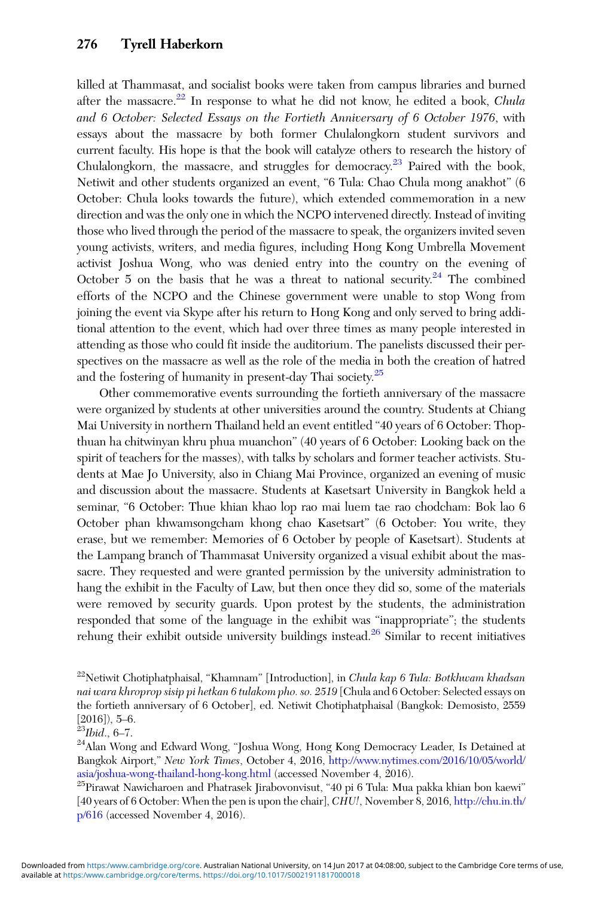killed at Thammasat, and socialist books were taken from campus libraries and burned after the massacre.[22] In response to what he did not know, he edited a book, *Chula and 6 October: Selected Essays on the Fortieth Anniversary of 6 October 1976*, with essays about the massacre by both former Chulalongkorn student survivors and current faculty. His hope is that the book will catalyze others to research the history of Chulalongkorn, the massacre, and struggles for democracy.[23] Paired with the book, Netiwit and other students organized an event, "6 Tula: Chao Chula mong anakhot" (6 October: Chula looks towards the future), which extended commemoration in a new direction and was the only one in which the NCPO intervened directly. Instead of inviting those who lived through the period of the massacre to speak, the organizers invited seven young activists, writers, and media figures, including Hong Kong Umbrella Movement activist Joshua Wong, who was denied entry into the country on the evening of October 5 on the basis that he was a threat to national security.[24] The combined efforts of the NCPO and the Chinese government were unable to stop Wong from joining the event via Skype after his return to Hong Kong and only served to bring additional attention to the event, which had over three times as many people interested in attending as those who could fit inside the auditorium. The panelists discussed their perspectives on the massacre as well as the role of the media in both the creation of hatred and the fostering of humanity in present-day Thai society.[25]

Other commemorative events surrounding the fortieth anniversary of the massacre were organized by students at other universities around the country. Students at Chiang Mai University in northern Thailand held an event entitled "40 years of 6 October: Thopthuan ha chitwinyan khru phua muanchon" (40 years of 6 October: Looking back on the spirit of teachers for the masses), with talks by scholars and former teacher activists. Students at Mae Jo University, also in Chiang Mai Province, organized an evening of music and discussion about the massacre. Students at Kasetsart University in Bangkok held a seminar, "6 October: Thue khian khao lop rao mai luem tae rao chodcham: Bok lao 6 October phan khwamsongcham khong chao Kasetsart" (6 October: You write, they erase, but we remember: Memories of 6 October by people of Kasetsart). Students at the Lampang branch of Thammasat University organized a visual exhibit about the massacre. They requested and were granted permission by the university administration to hang the exhibit in the Faculty of Law, but then once they did so, some of the materials were removed by security guards. Upon protest by the students, the administration responded that some of the language in the exhibit was "inappropriate"; the students rehung their exhibit outside university buildings instead.[26] Similar to recent initiatives

[22]Netiwit Chotiphatphaisal, "Khamnam" [Introduction], in *Chula kap 6 Tula: Botkhwam khadsan nai wara khroprop sisip pi hetkan 6 tulakom pho. so. 2519* [Chula and 6 October: Selected essays on the fortieth anniversary of 6 October], ed. Netiwit Chotiphatphaisal (Bangkok: Demosisto, 2559 [2016]), 5–6.

[23]*Ibid.*, 6–7.

[24]Alan Wong and Edward Wong, "Joshua Wong, Hong Kong Democracy Leader, Is Detained at Bangkok Airport," *New York Times*, October 4, 2016, http://www.nytimes.com/2016/10/05/world/asia/joshua-wong-thailand-hong-kong.html (accessed November 4, 2016).

[25]Pirawat Nawicharoen and Phatrasek Jirabovonvisut, "40 pi 6 Tula: Mua pakka khian bon kaewi" [40 years of 6 October: When the pen is upon the chair], *CHU!*, November 8, 2016, http://chu.in.th/p/616 (accessed November 4, 2016).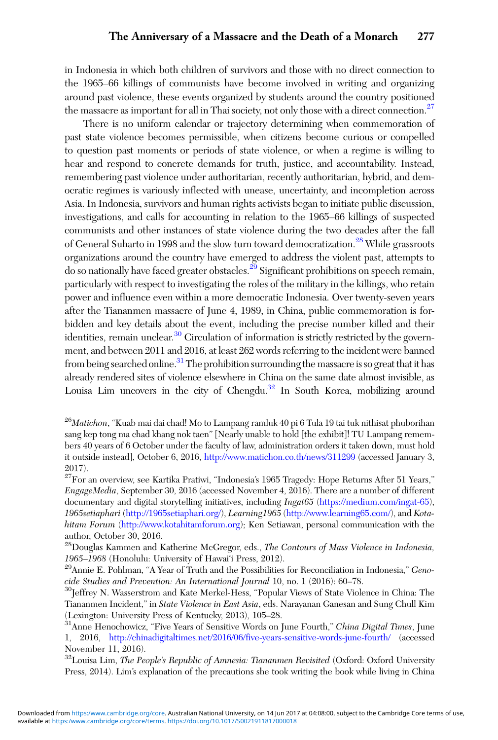in Indonesia in which both children of survivors and those with no direct connection to the 1965–66 killings of communists have become involved in writing and organizing around past violence, these events organized by students around the country positioned the massacre as important for all in Thai society, not only those with a direct connection.[27]

There is no uniform calendar or trajectory determining when commemoration of past state violence becomes permissible, when citizens become curious or compelled to question past moments or periods of state violence, or when a regime is willing to hear and respond to concrete demands for truth, justice, and accountability. Instead, remembering past violence under authoritarian, recently authoritarian, hybrid, and democratic regimes is variously inflected with unease, uncertainty, and incompletion across Asia. In Indonesia, survivors and human rights activists began to initiate public discussion, investigations, and calls for accounting in relation to the 1965–66 killings of suspected communists and other instances of state violence during the two decades after the fall of General Suharto in 1998 and the slow turn toward democratization.[28] While grassroots organizations around the country have emerged to address the violent past, attempts to do so nationally have faced greater obstacles.[29] Significant prohibitions on speech remain, particularly with respect to investigating the roles of the military in the killings, who retain power and influence even within a more democratic Indonesia. Over twenty-seven years after the Tiananmen massacre of June 4, 1989, in China, public commemoration is forbidden and key details about the event, including the precise number killed and their identities, remain unclear.[30] Circulation of information is strictly restricted by the government, and between 2011 and 2016, at least 262 words referring to the incident were banned from being searched online.[31] The prohibition surrounding the massacre is so great that it has already rendered sites of violence elsewhere in China on the same date almost invisible, as Louisa Lim uncovers in the city of Chengdu.[32] In South Korea, mobilizing around

[26] *Matichon*, "Kuab mai dai chad! Mo to Lampang ramluk 40 pi 6 Tula 19 tai tuk nithisat phuborihan sang kep tong ma chad khang nok taen" [Nearly unable to hold [the exhibit]! TU Lampang remembers 40 years of 6 October under the faculty of law, administration orders it taken down, must hold it outside instead], October 6, 2016, http://www.matichon.co.th/news/311299 (accessed January 3, 2017).

[27] For an overview, see Kartika Pratiwi, "Indonesia's 1965 Tragedy: Hope Returns After 51 Years," *EngageMedia*, September 30, 2016 (accessed November 4, 2016). There are a number of different documentary and digital storytelling initiatives, including *Ingat65* (https://medium.com/ingat-65), *1965setiaphari* (http://1965setiaphari.org/), *Learning1965* (http://www.learning65.com/), and *Kotahitam Forum* (http://www.kotahitamforum.org); Ken Setiawan, personal communication with the author, October 30, 2016.

[28] Douglas Kammen and Katherine McGregor, eds., *The Contours of Mass Violence in Indonesia, 1965–1968* (Honolulu: University of Hawai'i Press, 2012).

[29] Annie E. Pohlman, "A Year of Truth and the Possibilities for Reconciliation in Indonesia," *Genocide Studies and Prevention: An International Journal* 10, no. 1 (2016): 60–78.

[30] Jeffrey N. Wasserstrom and Kate Merkel-Hess, "Popular Views of State Violence in China: The Tiananmen Incident," in *State Violence in East Asia*, eds. Narayanan Ganesan and Sung Chull Kim (Lexington: University Press of Kentucky, 2013), 105–28.

[31] Anne Henochowicz, "Five Years of Sensitive Words on June Fourth," *China Digital Times*, June 1, 2016, http://chinadigitaltimes.net/2016/06/five-years-sensitive-words-june-fourth/ (accessed November 11, 2016).

[32] Louisa Lim, *The People's Republic of Amnesia: Tiananmen Revisited* (Oxford: Oxford University Press, 2014). Lim's explanation of the precautions she took writing the book while living in China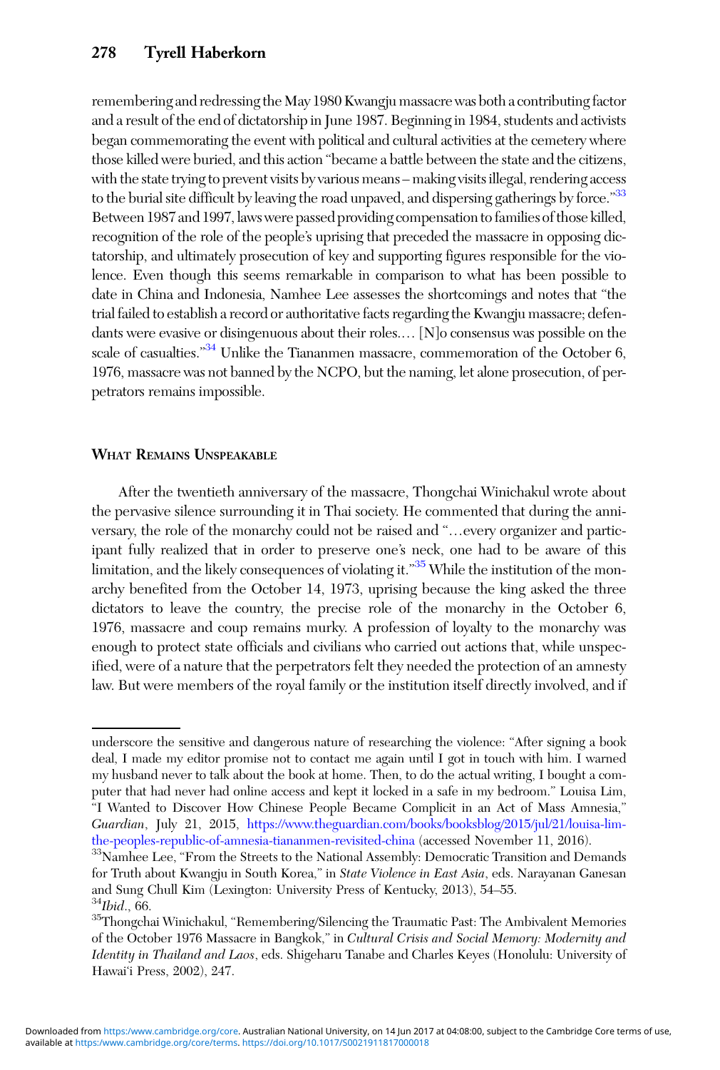remembering and redressing the May 1980 Kwangju massacre was both a contributing factor and a result of the end of dictatorship in June 1987. Beginning in 1984, students and activists began commemorating the event with political and cultural activities at the cemetery where those killed were buried, and this action "became a battle between the state and the citizens, with the state trying to prevent visits by various means – making visits illegal, rendering access to the burial site difficult by leaving the road unpaved, and dispersing gatherings by force."[33] Between 1987 and 1997, laws were passed providing compensation to families of those killed, recognition of the role of the people's uprising that preceded the massacre in opposing dictatorship, and ultimately prosecution of key and supporting figures responsible for the violence. Even though this seems remarkable in comparison to what has been possible to date in China and Indonesia, Namhee Lee assesses the shortcomings and notes that "the trial failed to establish a record or authoritative facts regarding the Kwangju massacre; defendants were evasive or disingenuous about their roles.… [N]o consensus was possible on the scale of casualties."[34] Unlike the Tiananmen massacre, commemoration of the October 6, 1976, massacre was not banned by the NCPO, but the naming, let alone prosecution, of perpetrators remains impossible.

## WHAT REMAINS UNSPEAKABLE

After the twentieth anniversary of the massacre, Thongchai Winichakul wrote about the pervasive silence surrounding it in Thai society. He commented that during the anniversary, the role of the monarchy could not be raised and "…every organizer and participant fully realized that in order to preserve one's neck, one had to be aware of this limitation, and the likely consequences of violating it."[35] While the institution of the monarchy benefited from the October 14, 1973, uprising because the king asked the three dictators to leave the country, the precise role of the monarchy in the October 6, 1976, massacre and coup remains murky. A profession of loyalty to the monarchy was enough to protect state officials and civilians who carried out actions that, while unspecified, were of a nature that the perpetrators felt they needed the protection of an amnesty law. But were members of the royal family or the institution itself directly involved, and if

---

underscore the sensitive and dangerous nature of researching the violence: "After signing a book deal, I made my editor promise not to contact me again until I got in touch with him. I warned my husband never to talk about the book at home. Then, to do the actual writing, I bought a computer that had never had online access and kept it locked in a safe in my bedroom." Louisa Lim, "I Wanted to Discover How Chinese People Became Complicit in an Act of Mass Amnesia," *Guardian*, July 21, 2015, https://www.theguardian.com/books/booksblog/2015/jul/21/louisa-lim-the-peoples-republic-of-amnesia-tiananmen-revisited-china (accessed November 11, 2016).

[33] Namhee Lee, "From the Streets to the National Assembly: Democratic Transition and Demands for Truth about Kwangju in South Korea," in *State Violence in East Asia*, eds. Narayanan Ganesan and Sung Chull Kim (Lexington: University Press of Kentucky, 2013), 54–55.

[34] *Ibid*., 66.

[35] Thongchai Winichakul, "Remembering/Silencing the Traumatic Past: The Ambivalent Memories of the October 1976 Massacre in Bangkok," in *Cultural Crisis and Social Memory: Modernity and Identity in Thailand and Laos*, eds. Shigeharu Tanabe and Charles Keyes (Honolulu: University of Hawai'i Press, 2002), 247.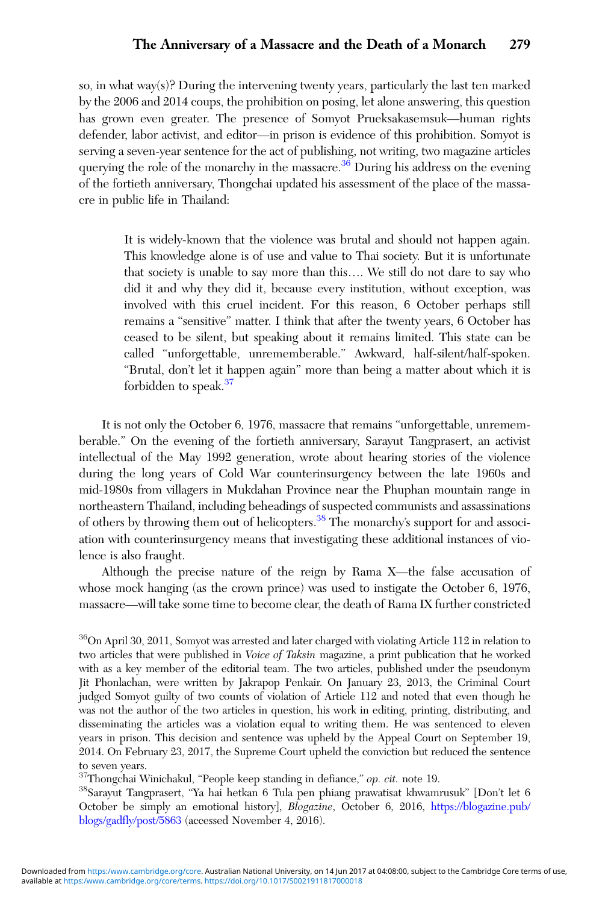so, in what way(s)? During the intervening twenty years, particularly the last ten marked by the 2006 and 2014 coups, the prohibition on posing, let alone answering, this question has grown even greater. The presence of Somyot Prueksakasemsuk—human rights defender, labor activist, and editor—in prison is evidence of this prohibition. Somyot is serving a seven-year sentence for the act of publishing, not writing, two magazine articles querying the role of the monarchy in the massacre.[36] During his address on the evening of the fortieth anniversary, Thongchai updated his assessment of the place of the massacre in public life in Thailand:

> It is widely-known that the violence was brutal and should not happen again. This knowledge alone is of use and value to Thai society. But it is unfortunate that society is unable to say more than this…. We still do not dare to say who did it and why they did it, because every institution, without exception, was involved with this cruel incident. For this reason, 6 October perhaps still remains a "sensitive" matter. I think that after the twenty years, 6 October has ceased to be silent, but speaking about it remains limited. This state can be called "unforgettable, unrememberable." Awkward, half-silent/half-spoken. "Brutal, don't let it happen again" more than being a matter about which it is forbidden to speak.[37]

It is not only the October 6, 1976, massacre that remains "unforgettable, unrememberable." On the evening of the fortieth anniversary, Sarayut Tangprasert, an activist intellectual of the May 1992 generation, wrote about hearing stories of the violence during the long years of Cold War counterinsurgency between the late 1960s and mid-1980s from villagers in Mukdahan Province near the Phuphan mountain range in northeastern Thailand, including beheadings of suspected communists and assassinations of others by throwing them out of helicopters.[38] The monarchy's support for and association with counterinsurgency means that investigating these additional instances of violence is also fraught.

Although the precise nature of the reign by Rama X—the false accusation of whose mock hanging (as the crown prince) was used to instigate the October 6, 1976, massacre—will take some time to become clear, the death of Rama IX further constricted

---

[36] On April 30, 2011, Somyot was arrested and later charged with violating Article 112 in relation to two articles that were published in *Voice of Taksin* magazine, a print publication that he worked with as a key member of the editorial team. The two articles, published under the pseudonym Jit Phonlachan, were written by Jakrapop Penkair. On January 23, 2013, the Criminal Court judged Somyot guilty of two counts of violation of Article 112 and noted that even though he was not the author of the two articles in question, his work in editing, printing, distributing, and disseminating the articles was a violation equal to writing them. He was sentenced to eleven years in prison. This decision and sentence was upheld by the Appeal Court on September 19, 2014. On February 23, 2017, the Supreme Court upheld the conviction but reduced the sentence to seven years.

[37] Thongchai Winichakul, "People keep standing in defiance," *op. cit.* note 19.

[38] Sarayut Tangprasert, "Ya hai hetkan 6 Tula pen phiang prawatisat khwamrusuk" [Don't let 6 October be simply an emotional history], *Blogazine*, October 6, 2016, https://blogazine.pub/blogs/gadfly/post/5863 (accessed November 4, 2016).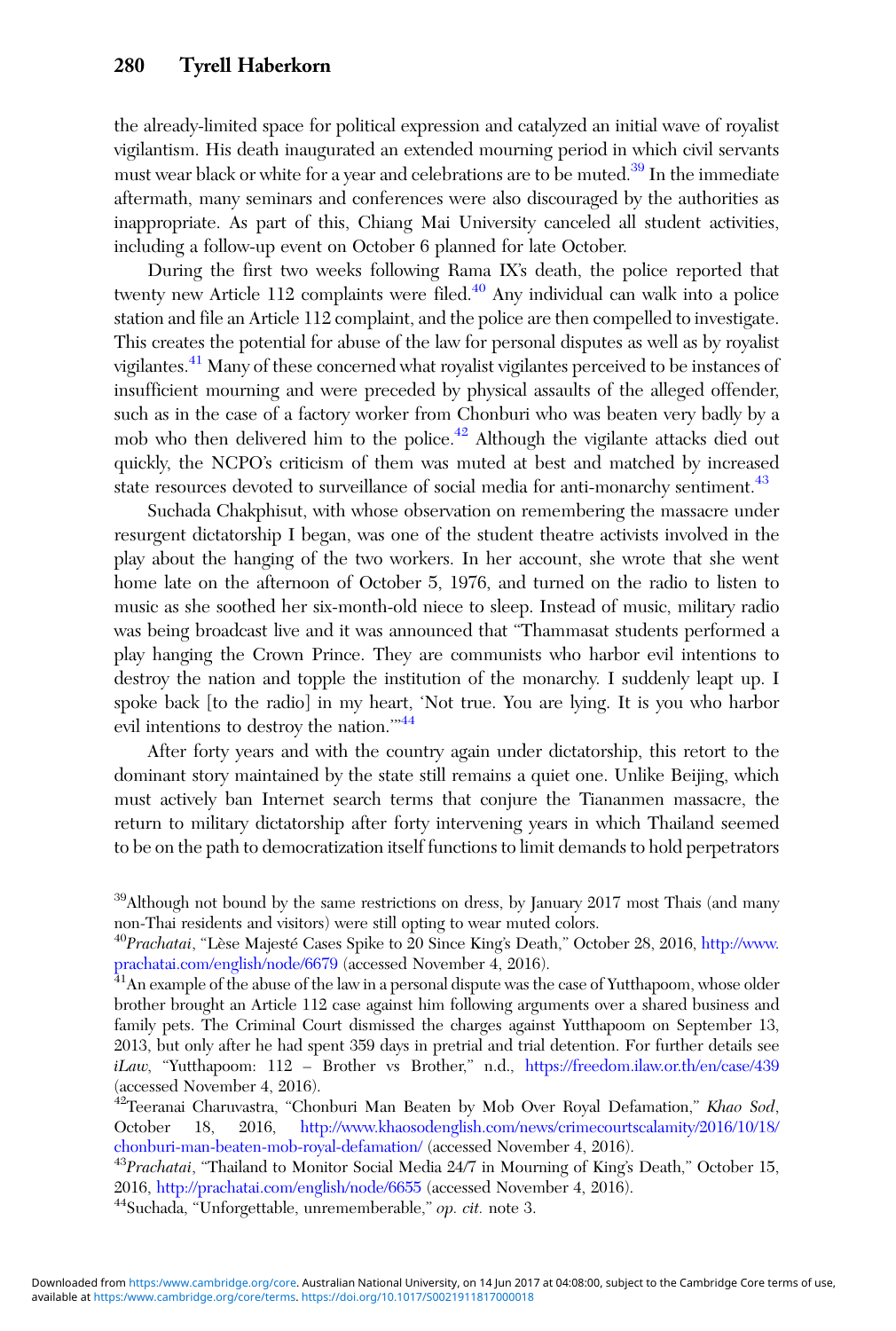the already-limited space for political expression and catalyzed an initial wave of royalist vigilantism. His death inaugurated an extended mourning period in which civil servants must wear black or white for a year and celebrations are to be muted.[39] In the immediate aftermath, many seminars and conferences were also discouraged by the authorities as inappropriate. As part of this, Chiang Mai University canceled all student activities, including a follow-up event on October 6 planned for late October.

During the first two weeks following Rama IX's death, the police reported that twenty new Article 112 complaints were filed.[40] Any individual can walk into a police station and file an Article 112 complaint, and the police are then compelled to investigate. This creates the potential for abuse of the law for personal disputes as well as by royalist vigilantes.[41] Many of these concerned what royalist vigilantes perceived to be instances of insufficient mourning and were preceded by physical assaults of the alleged offender, such as in the case of a factory worker from Chonburi who was beaten very badly by a mob who then delivered him to the police.[42] Although the vigilante attacks died out quickly, the NCPO's criticism of them was muted at best and matched by increased state resources devoted to surveillance of social media for anti-monarchy sentiment.[43]

Suchada Chakphisut, with whose observation on remembering the massacre under resurgent dictatorship I began, was one of the student theatre activists involved in the play about the hanging of the two workers. In her account, she wrote that she went home late on the afternoon of October 5, 1976, and turned on the radio to listen to music as she soothed her six-month-old niece to sleep. Instead of music, military radio was being broadcast live and it was announced that "Thammasat students performed a play hanging the Crown Prince. They are communists who harbor evil intentions to destroy the nation and topple the institution of the monarchy. I suddenly leapt up. I spoke back [to the radio] in my heart, 'Not true. You are lying. It is you who harbor evil intentions to destroy the nation.'"[44]

After forty years and with the country again under dictatorship, this retort to the dominant story maintained by the state still remains a quiet one. Unlike Beijing, which must actively ban Internet search terms that conjure the Tiananmen massacre, the return to military dictatorship after forty intervening years in which Thailand seemed to be on the path to democratization itself functions to limit demands to hold perpetrators

[39]Although not bound by the same restrictions on dress, by January 2017 most Thais (and many non-Thai residents and visitors) were still opting to wear muted colors.

[40]*Prachatai*, "Lèse Majesté Cases Spike to 20 Since King's Death," October 28, 2016, http://www.prachatai.com/english/node/6679 (accessed November 4, 2016).

[41]An example of the abuse of the law in a personal dispute was the case of Yutthapoom, whose older brother brought an Article 112 case against him following arguments over a shared business and family pets. The Criminal Court dismissed the charges against Yutthapoom on September 13, 2013, but only after he had spent 359 days in pretrial and trial detention. For further details see *iLaw*, "Yutthapoom: 112 – Brother vs Brother," n.d., https://freedom.ilaw.or.th/en/case/439 (accessed November 4, 2016).

[42]Teeranai Charuvastra, "Chonburi Man Beaten by Mob Over Royal Defamation," *Khao Sod*, October 18, 2016, http://www.khaosodenglish.com/news/crimecourtscalamity/2016/10/18/chonburi-man-beaten-mob-royal-defamation/ (accessed November 4, 2016).

[43]*Prachatai*, "Thailand to Monitor Social Media 24/7 in Mourning of King's Death," October 15, 2016, http://prachatai.com/english/node/6655 (accessed November 4, 2016).

[44]Suchada, "Unforgettable, unrememberable," *op. cit.* note 3.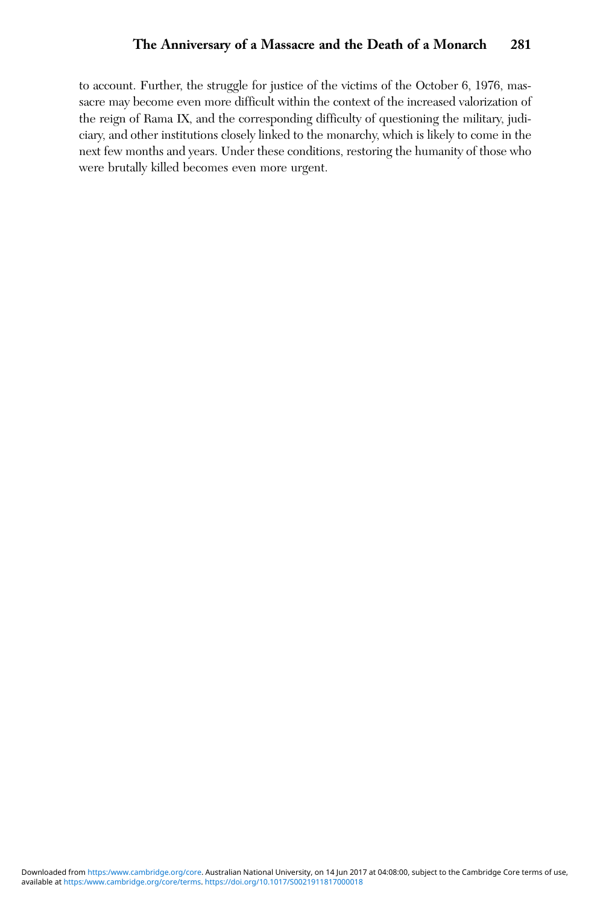to account. Further, the struggle for justice of the victims of the October 6, 1976, massacre may become even more difficult within the context of the increased valorization of the reign of Rama IX, and the corresponding difficulty of questioning the military, judiciary, and other institutions closely linked to the monarchy, which is likely to come in the next few months and years. Under these conditions, restoring the humanity of those who were brutally killed becomes even more urgent.